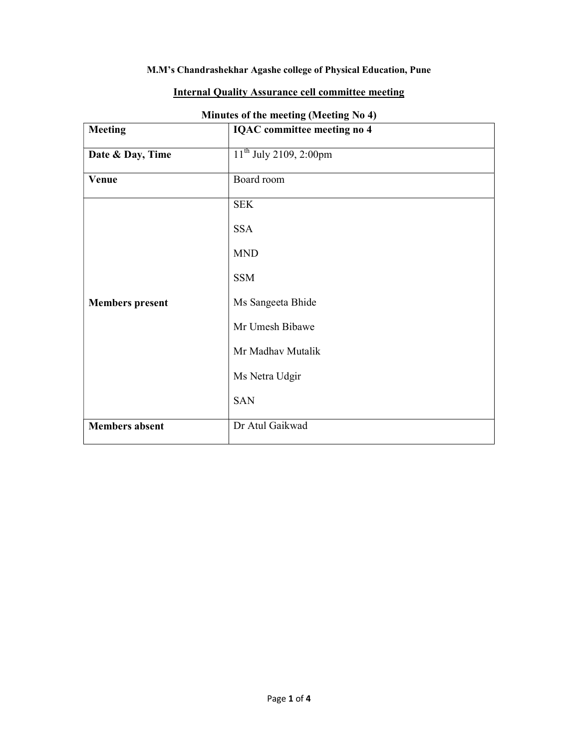**M.M's Chandrashekhar Agashe college of Physical Education, Pune**

**Internal Quality Assurance cell committee meeting**

**Minutes of the meeting (Meeting No 4)**

| Meeting | IQAC committee meeting no 4 |
|---|---|
| Date & Day, Time | 11th July 2109, 2:00pm |
| Venue | Board room |
| Members present | SEK<br>SSA<br>MND<br>SSM<br>Ms Sangeeta Bhide<br>Mr Umesh Bibawe<br>Mr Madhav Mutalik<br>Ms Netra Udgir<br>SAN |
| Members absent | Dr Atul Gaikwad |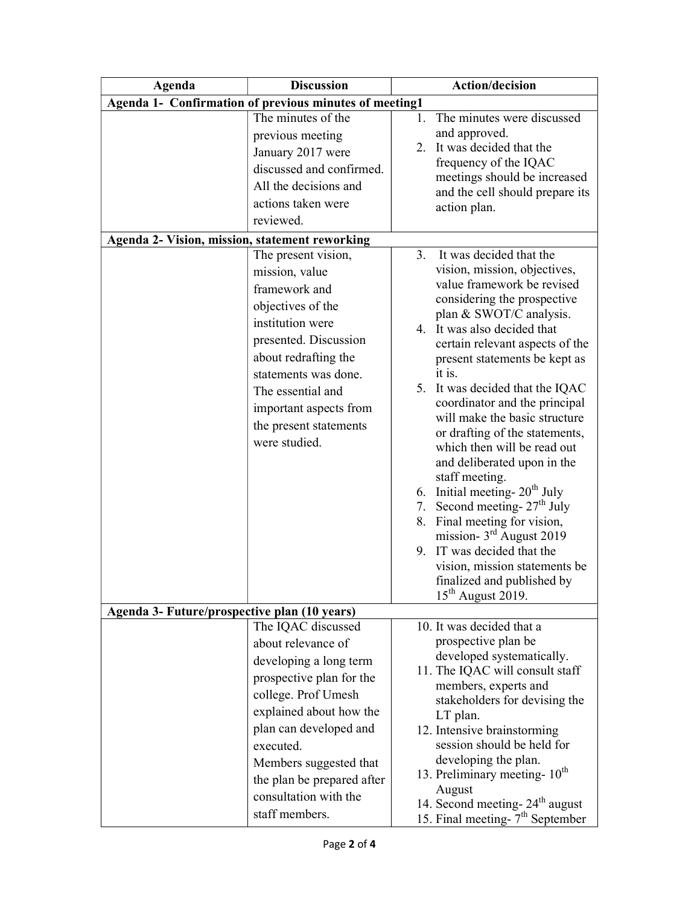| Agenda | Discussion | Action/decision |
| --- | --- | --- |
| **Agenda 1- Confirmation of previous minutes of meeting1** | | |
| | The minutes of the previous meeting January 2017 were discussed and confirmed. All the decisions and actions taken were reviewed. | 1. The minutes were discussed and approved.<br>2. It was decided that the frequency of the IQAC meetings should be increased and the cell should prepare its action plan. |
| **Agenda 2- Vision, mission, statement reworking** | | |
| | The present vision, mission, value framework and objectives of the institution were presented. Discussion about redrafting the statements was done. The essential and important aspects from the present statements were studied. | 3. It was decided that the vision, mission, objectives, value framework be revised considering the prospective plan & SWOT/C analysis.<br>4. It was also decided that certain relevant aspects of the present statements be kept as it is.<br>5. It was decided that the IQAC coordinator and the principal will make the basic structure or drafting of the statements, which then will be read out and deliberated upon in the staff meeting.<br>6. Initial meeting- 20th July<br>7. Second meeting- 27th July<br>8. Final meeting for vision, mission- 3rd August 2019<br>9. IT was decided that the vision, mission statements be finalized and published by 15th August 2019. |
| **Agenda 3- Future/prospective plan (10 years)** | | |
| | The IQAC discussed about relevance of developing a long term prospective plan for the college. Prof Umesh explained about how the plan can developed and executed.<br>Members suggested that the plan be prepared after consultation with the staff members. | 10. It was decided that a prospective plan be developed systematically.<br>11. The IQAC will consult staff members, experts and stakeholders for devising the LT plan.<br>12. Intensive brainstorming session should be held for developing the plan.<br>13. Preliminary meeting- 10th August<br>14. Second meeting- 24th august<br>15. Final meeting- 7th September |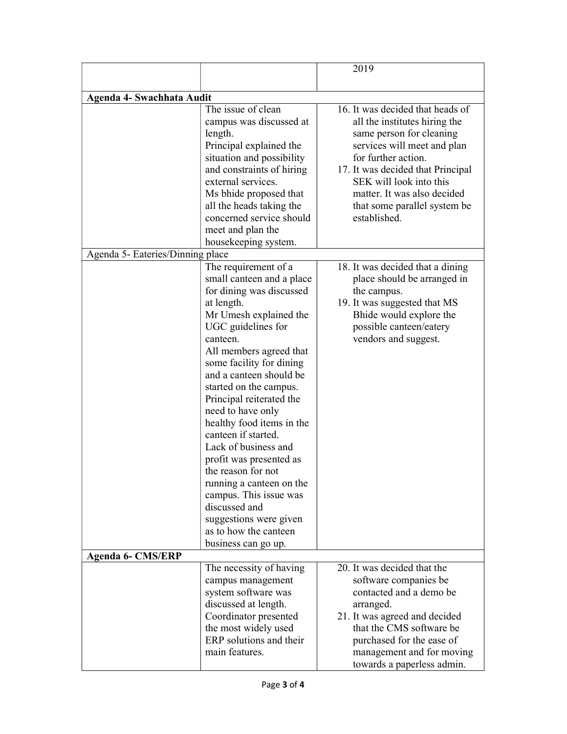| | | 2019 |
|---|---|---|
| **Agenda 4- Swachhata Audit** | | |
| | The issue of clean campus was discussed at length.<br>Principal explained the situation and possibility and constraints of hiring external services.<br>Ms bhide proposed that all the heads taking the concerned service should meet and plan the housekeeping system. | 16. It was decided that heads of all the institutes hiring the same person for cleaning services will meet and plan for further action.<br>17. It was decided that Principal SEK will look into this matter. It was also decided that some parallel system be established. |
| Agenda 5- Eateries/Dinning place | | |
| | The requirement of a small canteen and a place for dining was discussed at length.<br>Mr Umesh explained the UGC guidelines for canteen.<br>All members agreed that some facility for dining and a canteen should be started on the campus.<br>Principal reiterated the need to have only healthy food items in the canteen if started.<br>Lack of business and profit was presented as the reason for not running a canteen on the campus. This issue was discussed and suggestions were given as to how the canteen business can go up. | 18. It was decided that a dining place should be arranged in the campus.<br>19. It was suggested that MS Bhide would explore the possible canteen/eatery vendors and suggest. |
| **Agenda 6- CMS/ERP** | | |
| | The necessity of having campus management system software was discussed at length.<br>Coordinator presented the most widely used ERP solutions and their main features. | 20. It was decided that the software companies be contacted and a demo be arranged.<br>21. It was agreed and decided that the CMS software be purchased for the ease of management and for moving towards a paperless admin. |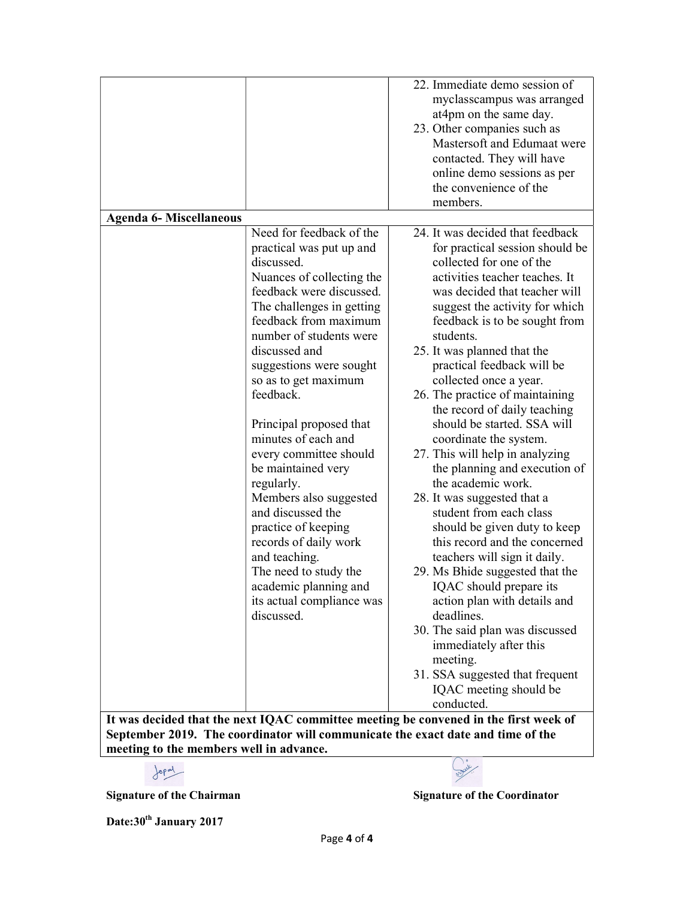| | | |
|---|---|---|
| | | 22. Immediate demo session of myclasscampus was arranged at4pm on the same day.<br>23. Other companies such as Mastersoft and Edumaat were contacted. They will have online demo sessions as per the convenience of the members. |
| **Agenda 6- Miscellaneous** | | |
| | Need for feedback of the practical was put up and discussed.<br>Nuances of collecting the feedback were discussed. The challenges in getting feedback from maximum number of students were discussed and suggestions were sought so as to get maximum feedback.<br><br>Principal proposed that minutes of each and every committee should be maintained very regularly.<br>Members also suggested and discussed the practice of keeping records of daily work and teaching.<br>The need to study the academic planning and its actual compliance was discussed. | 24. It was decided that feedback for practical session should be collected for one of the activities teacher teaches. It was decided that teacher will suggest the activity for which feedback is to be sought from students.<br>25. It was planned that the practical feedback will be collected once a year.<br>26. The practice of maintaining the record of daily teaching should be started. SSA will coordinate the system.<br>27. This will help in analyzing the planning and execution of the academic work.<br>28. It was suggested that a student from each class should be given duty to keep this record and the concerned teachers will sign it daily.<br>29. Ms Bhide suggested that the IQAC should prepare its action plan with details and deadlines.<br>30. The said plan was discussed immediately after this meeting.<br>31. SSA suggested that frequent IQAC meeting should be conducted. |
| **It was decided that the next IQAC committee meeting be convened in the first week of September 2019. The coordinator will communicate the exact date and time of the meeting to the members well in advance.** | | |

**Signature of the Chairman** **Signature of the Coordinator**

**Date:30th January 2017**